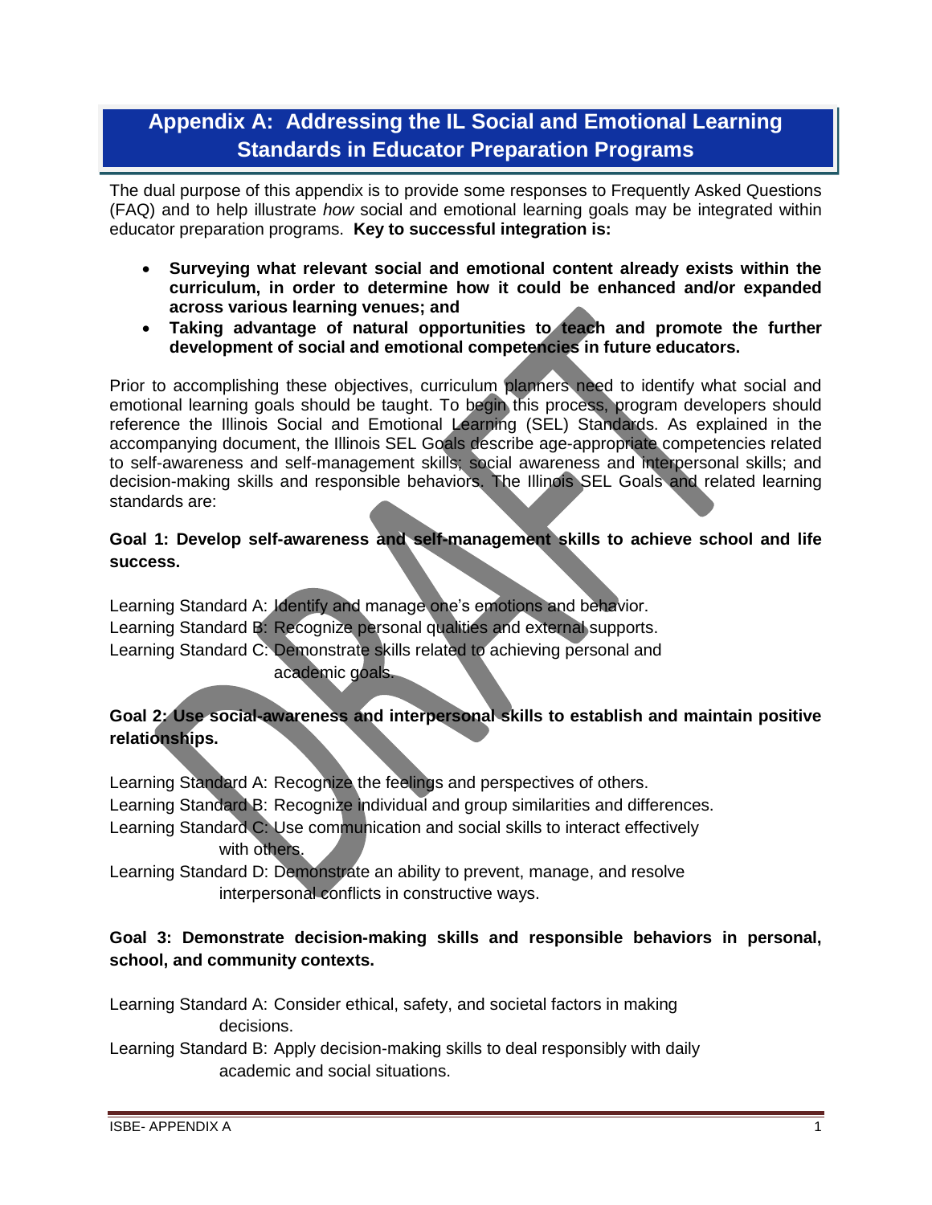# Appendix A: Addressing the IL Social and Emotional Learning Standards in Educator Preparation Programs

The dual purpose of this appendix is to provide some responses to Frequently Asked Questions (FAQ) and to help illustrate *how* social and emotional learning goals may be integrated within educator preparation programs. **Key to successful integration is:**

- **Surveying what relevant social and emotional content already exists within the curriculum, in order to determine how it could be enhanced and/or expanded across various learning venues; and**
- **Taking advantage of natural opportunities to teach and promote the further development of social and emotional competencies in future educators.**

Prior to accomplishing these objectives, curriculum planners need to identify what social and emotional learning goals should be taught. To begin this process, program developers should reference the Illinois Social and Emotional Learning (SEL) Standards. As explained in the accompanying document, the Illinois SEL Goals describe age-appropriate competencies related to self-awareness and self-management skills; social awareness and interpersonal skills; and decision-making skills and responsible behaviors. The Illinois SEL Goals and related learning standards are:

**Goal 1: Develop self-awareness and self-management skills to achieve school and life success.**

Learning Standard A: Identify and manage one's emotions and behavior.
Learning Standard B: Recognize personal qualities and external supports.
Learning Standard C: Demonstrate skills related to achieving personal and academic goals.

**Goal 2: Use social-awareness and interpersonal skills to establish and maintain positive relationships.**

Learning Standard A: Recognize the feelings and perspectives of others.
Learning Standard B: Recognize individual and group similarities and differences.
Learning Standard C: Use communication and social skills to interact effectively with others.
Learning Standard D: Demonstrate an ability to prevent, manage, and resolve interpersonal conflicts in constructive ways.

**Goal 3: Demonstrate decision-making skills and responsible behaviors in personal, school, and community contexts.**

Learning Standard A: Consider ethical, safety, and societal factors in making decisions.
Learning Standard B: Apply decision-making skills to deal responsibly with daily academic and social situations.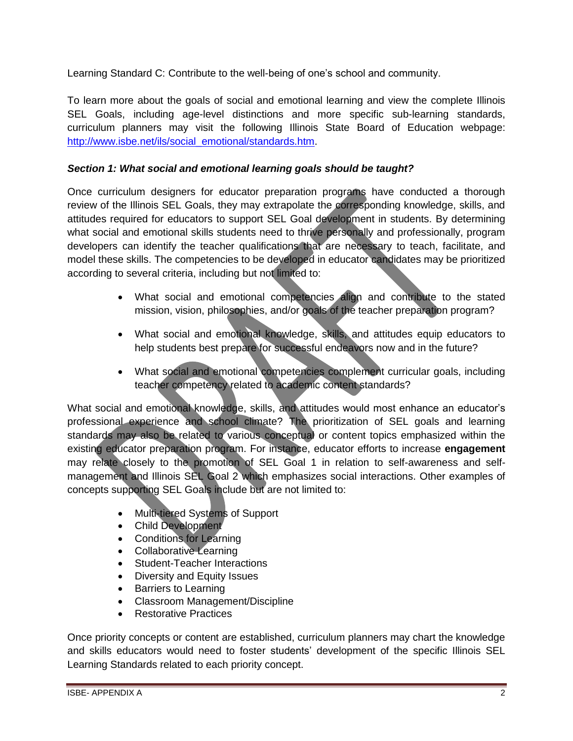Learning Standard C: Contribute to the well-being of one's school and community.

To learn more about the goals of social and emotional learning and view the complete Illinois SEL Goals, including age-level distinctions and more specific sub-learning standards, curriculum planners may visit the following Illinois State Board of Education webpage: [http://www.isbe.net/ils/social_emotional/standards.htm](http://www.isbe.net/ils/social_emotional/standards.htm).

***Section 1: What social and emotional learning goals should be taught?***

Once curriculum designers for educator preparation programs have conducted a thorough review of the Illinois SEL Goals, they may extrapolate the corresponding knowledge, skills, and attitudes required for educators to support SEL Goal development in students. By determining what social and emotional skills students need to thrive personally and professionally, program developers can identify the teacher qualifications that are necessary to teach, facilitate, and model these skills. The competencies to be developed in educator candidates may be prioritized according to several criteria, including but not limited to:

- What social and emotional competencies align and contribute to the stated mission, vision, philosophies, and/or goals of the teacher preparation program?
- What social and emotional knowledge, skills, and attitudes equip educators to help students best prepare for successful endeavors now and in the future?
- What social and emotional competencies complement curricular goals, including teacher competency related to academic content standards?

What social and emotional knowledge, skills, and attitudes would most enhance an educator's professional experience and school climate? The prioritization of SEL goals and learning standards may also be related to various conceptual or content topics emphasized within the existing educator preparation program. For instance, educator efforts to increase **engagement** may relate closely to the promotion of SEL Goal 1 in relation to self-awareness and self-management and Illinois SEL Goal 2 which emphasizes social interactions. Other examples of concepts supporting SEL Goals include but are not limited to:

- Multi-tiered Systems of Support
- Child Development
- Conditions for Learning
- Collaborative Learning
- Student-Teacher Interactions
- Diversity and Equity Issues
- Barriers to Learning
- Classroom Management/Discipline
- Restorative Practices

Once priority concepts or content are established, curriculum planners may chart the knowledge and skills educators would need to foster students' development of the specific Illinois SEL Learning Standards related to each priority concept.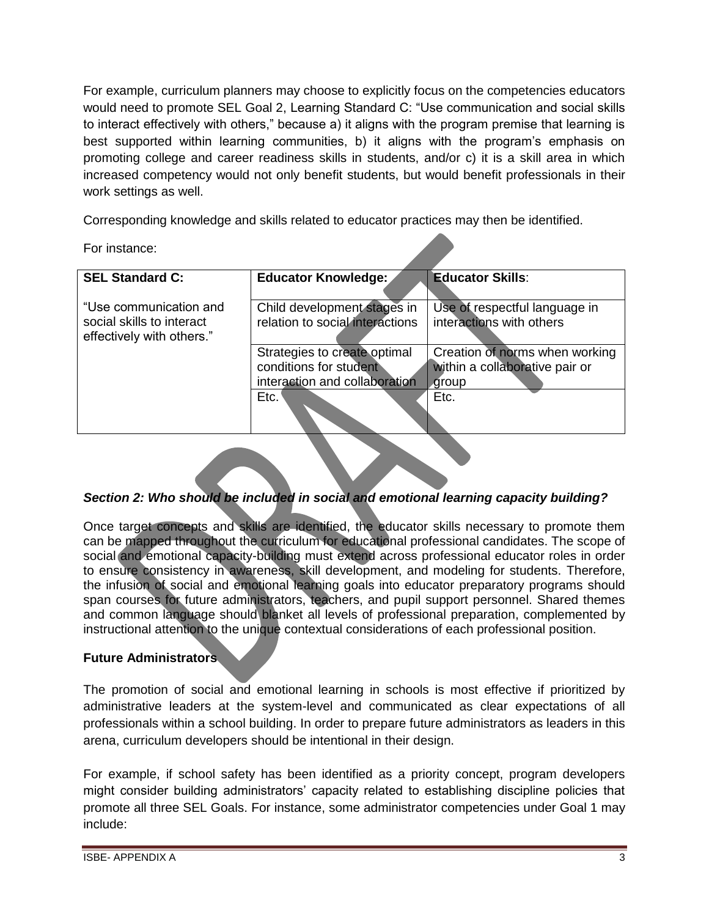For example, curriculum planners may choose to explicitly focus on the competencies educators would need to promote SEL Goal 2, Learning Standard C: "Use communication and social skills to interact effectively with others," because a) it aligns with the program premise that learning is best supported within learning communities, b) it aligns with the program's emphasis on promoting college and career readiness skills in students, and/or c) it is a skill area in which increased competency would not only benefit students, but would benefit professionals in their work settings as well.

Corresponding knowledge and skills related to educator practices may then be identified.

For instance:

| **SEL Standard C:** | **Educator Knowledge:** | **Educator Skills**: |
|---|---|---|
| "Use communication and social skills to interact effectively with others." | Child development stages in relation to social interactions | Use of respectful language in interactions with others |
| | Strategies to create optimal conditions for student interaction and collaboration | Creation of norms when working within a collaborative pair or group |
| | Etc. | Etc. |

### *Section 2: Who should be included in social and emotional learning capacity building?*

Once target concepts and skills are identified, the educator skills necessary to promote them can be mapped throughout the curriculum for educational professional candidates. The scope of social and emotional capacity-building must extend across professional educator roles in order to ensure consistency in awareness, skill development, and modeling for students. Therefore, the infusion of social and emotional learning goals into educator preparatory programs should span courses for future administrators, teachers, and pupil support personnel. Shared themes and common language should blanket all levels of professional preparation, complemented by instructional attention to the unique contextual considerations of each professional position.

**Future Administrators**

The promotion of social and emotional learning in schools is most effective if prioritized by administrative leaders at the system-level and communicated as clear expectations of all professionals within a school building. In order to prepare future administrators as leaders in this arena, curriculum developers should be intentional in their design.

For example, if school safety has been identified as a priority concept, program developers might consider building administrators' capacity related to establishing discipline policies that promote all three SEL Goals. For instance, some administrator competencies under Goal 1 may include: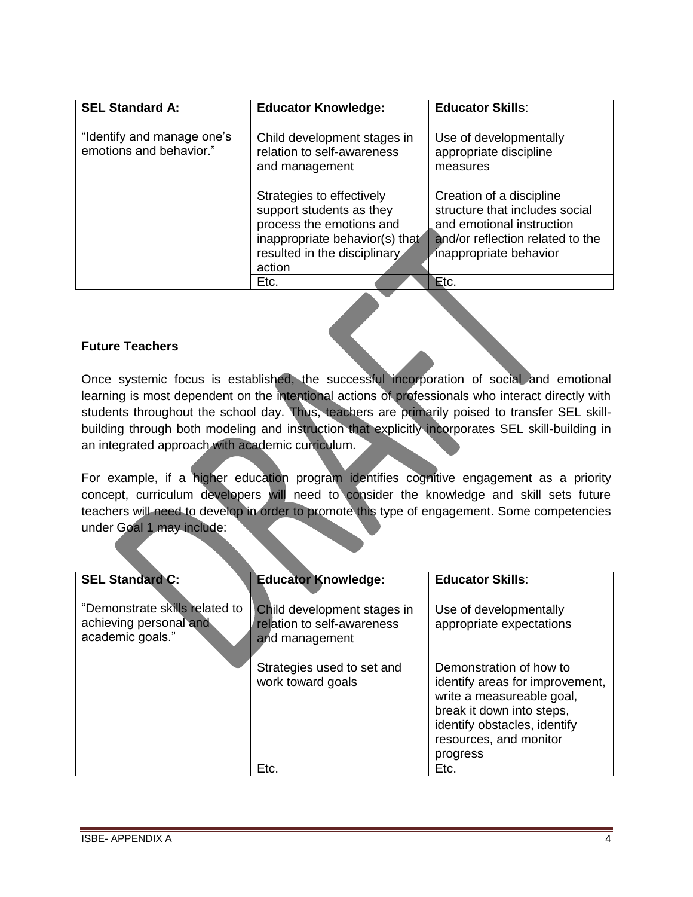| SEL Standard A: | Educator Knowledge: | Educator Skills: |
|---|---|---|
| "Identify and manage one's emotions and behavior." | Child development stages in relation to self-awareness and management | Use of developmentally appropriate discipline measures |
| | Strategies to effectively support students as they process the emotions and inappropriate behavior(s) that resulted in the disciplinary action | Creation of a discipline structure that includes social and emotional instruction and/or reflection related to the inappropriate behavior |
| | Etc. | Etc. |

**Future Teachers**

Once systemic focus is established, the successful incorporation of social and emotional learning is most dependent on the intentional actions of professionals who interact directly with students throughout the school day. Thus, teachers are primarily poised to transfer SEL skill-building through both modeling and instruction that explicitly incorporates SEL skill-building in an integrated approach with academic curriculum.

For example, if a higher education program identifies cognitive engagement as a priority concept, curriculum developers will need to consider the knowledge and skill sets future teachers will need to develop in order to promote this type of engagement. Some competencies under Goal 1 may include:

| SEL Standard C: | Educator Knowledge: | Educator Skills: |
|---|---|---|
| "Demonstrate skills related to achieving personal and academic goals." | Child development stages in relation to self-awareness and management | Use of developmentally appropriate expectations |
| | Strategies used to set and work toward goals | Demonstration of how to identify areas for improvement, write a measureable goal, break it down into steps, identify obstacles, identify resources, and monitor progress |
| | Etc. | Etc. |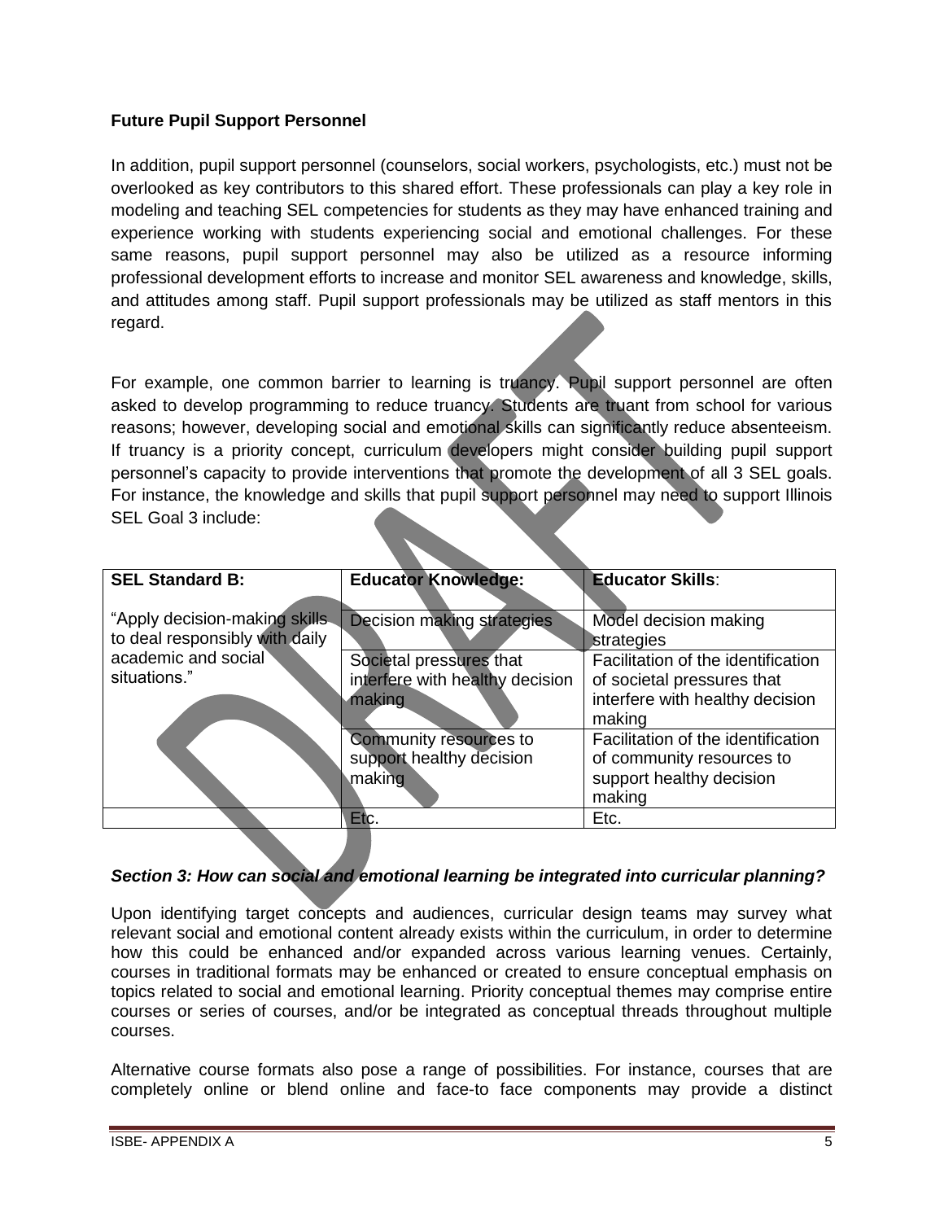**Future Pupil Support Personnel**

In addition, pupil support personnel (counselors, social workers, psychologists, etc.) must not be overlooked as key contributors to this shared effort. These professionals can play a key role in modeling and teaching SEL competencies for students as they may have enhanced training and experience working with students experiencing social and emotional challenges. For these same reasons, pupil support personnel may also be utilized as a resource informing professional development efforts to increase and monitor SEL awareness and knowledge, skills, and attitudes among staff. Pupil support professionals may be utilized as staff mentors in this regard.

For example, one common barrier to learning is truancy. Pupil support personnel are often asked to develop programming to reduce truancy. Students are truant from school for various reasons; however, developing social and emotional skills can significantly reduce absenteeism. If truancy is a priority concept, curriculum developers might consider building pupil support personnel's capacity to provide interventions that promote the development of all 3 SEL goals. For instance, the knowledge and skills that pupil support personnel may need to support Illinois SEL Goal 3 include:

| SEL Standard B: | Educator Knowledge: | Educator Skills: |
|---|---|---|
| "Apply decision-making skills to deal responsibly with daily academic and social situations." | Decision making strategies | Model decision making strategies |
| | Societal pressures that interfere with healthy decision making | Facilitation of the identification of societal pressures that interfere with healthy decision making |
| | Community resources to support healthy decision making | Facilitation of the identification of community resources to support healthy decision making |
| | Etc. | Etc. |

### *Section 3: How can social and emotional learning be integrated into curricular planning?*

Upon identifying target concepts and audiences, curricular design teams may survey what relevant social and emotional content already exists within the curriculum, in order to determine how this could be enhanced and/or expanded across various learning venues. Certainly, courses in traditional formats may be enhanced or created to ensure conceptual emphasis on topics related to social and emotional learning. Priority conceptual themes may comprise entire courses or series of courses, and/or be integrated as conceptual threads throughout multiple courses.

Alternative course formats also pose a range of possibilities. For instance, courses that are completely online or blend online and face-to face components may provide a distinct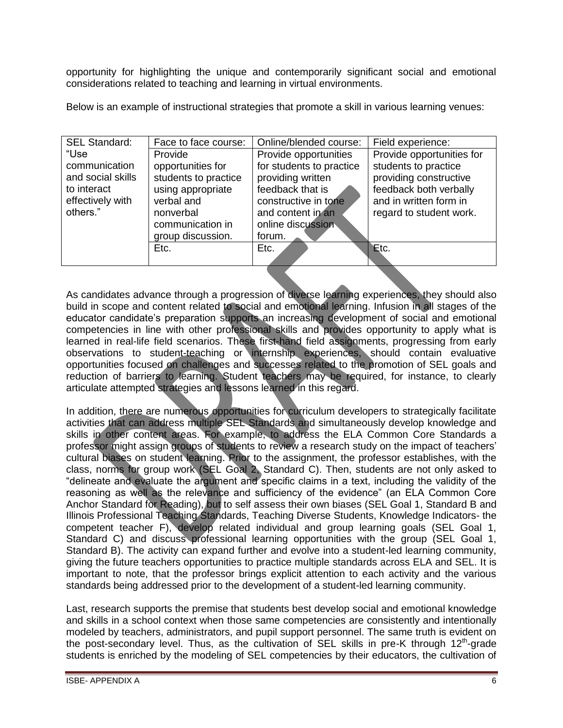opportunity for highlighting the unique and contemporarily significant social and emotional considerations related to teaching and learning in virtual environments.

Below is an example of instructional strategies that promote a skill in various learning venues:

| SEL Standard: | Face to face course: | Online/blended course: | Field experience: |
|---|---|---|---|
| "Use communication and social skills to interact effectively with others." | Provide opportunities for students to practice using appropriate verbal and nonverbal communication in group discussion. | Provide opportunities for students to practice providing written feedback that is constructive in tone and content in an online discussion forum. | Provide opportunities for students to practice providing constructive feedback both verbally and in written form in regard to student work. |
| | Etc. | Etc. | Etc. |

As candidates advance through a progression of diverse learning experiences, they should also build in scope and content related to social and emotional learning. Infusion in all stages of the educator candidate's preparation supports an increasing development of social and emotional competencies in line with other professional skills and provides opportunity to apply what is learned in real-life field scenarios. These first-hand field assignments, progressing from early observations to student-teaching or internship experiences, should contain evaluative opportunities focused on challenges and successes related to the promotion of SEL goals and reduction of barriers to learning. Student teachers may be required, for instance, to clearly articulate attempted strategies and lessons learned in this regard.

In addition, there are numerous opportunities for curriculum developers to strategically facilitate activities that can address multiple SEL Standards and simultaneously develop knowledge and skills in other content areas. For example, to address the ELA Common Core Standards a professor might assign groups of students to review a research study on the impact of teachers' cultural biases on student learning. Prior to the assignment, the professor establishes, with the class, norms for group work (SEL Goal 2, Standard C). Then, students are not only asked to "delineate and evaluate the argument and specific claims in a text, including the validity of the reasoning as well as the relevance and sufficiency of the evidence" (an ELA Common Core Anchor Standard for Reading), but to self assess their own biases (SEL Goal 1, Standard B and Illinois Professional Teaching Standards, Teaching Diverse Students, Knowledge Indicators- the competent teacher F), develop related individual and group learning goals (SEL Goal 1, Standard C) and discuss professional learning opportunities with the group (SEL Goal 1, Standard B). The activity can expand further and evolve into a student-led learning community, giving the future teachers opportunities to practice multiple standards across ELA and SEL. It is important to note, that the professor brings explicit attention to each activity and the various standards being addressed prior to the development of a student-led learning community.

Last, research supports the premise that students best develop social and emotional knowledge and skills in a school context when those same competencies are consistently and intentionally modeled by teachers, administrators, and pupil support personnel. The same truth is evident on the post-secondary level. Thus, as the cultivation of SEL skills in pre-K through 12th-grade students is enriched by the modeling of SEL competencies by their educators, the cultivation of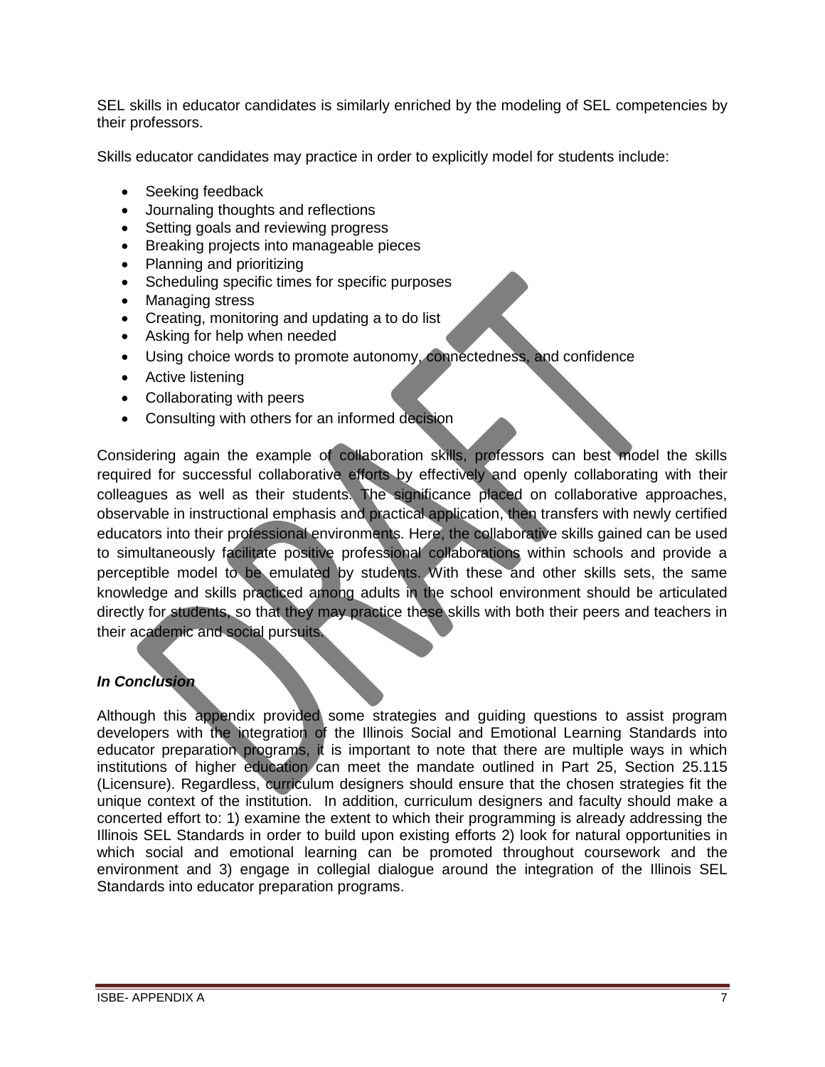SEL skills in educator candidates is similarly enriched by the modeling of SEL competencies by their professors.

Skills educator candidates may practice in order to explicitly model for students include:

- Seeking feedback
- Journaling thoughts and reflections
- Setting goals and reviewing progress
- Breaking projects into manageable pieces
- Planning and prioritizing
- Scheduling specific times for specific purposes
- Managing stress
- Creating, monitoring and updating a to do list
- Asking for help when needed
- Using choice words to promote autonomy, connectedness, and confidence
- Active listening
- Collaborating with peers
- Consulting with others for an informed decision

Considering again the example of collaboration skills, professors can best model the skills required for successful collaborative efforts by effectively and openly collaborating with their colleagues as well as their students. The significance placed on collaborative approaches, observable in instructional emphasis and practical application, then transfers with newly certified educators into their professional environments. Here, the collaborative skills gained can be used to simultaneously facilitate positive professional collaborations within schools and provide a perceptible model to be emulated by students. With these and other skills sets, the same knowledge and skills practiced among adults in the school environment should be articulated directly for students, so that they may practice these skills with both their peers and teachers in their academic and social pursuits.

***In Conclusion***

Although this appendix provided some strategies and guiding questions to assist program developers with the integration of the Illinois Social and Emotional Learning Standards into educator preparation programs, it is important to note that there are multiple ways in which institutions of higher education can meet the mandate outlined in Part 25, Section 25.115 (Licensure). Regardless, curriculum designers should ensure that the chosen strategies fit the unique context of the institution. In addition, curriculum designers and faculty should make a concerted effort to: 1) examine the extent to which their programming is already addressing the Illinois SEL Standards in order to build upon existing efforts 2) look for natural opportunities in which social and emotional learning can be promoted throughout coursework and the environment and 3) engage in collegial dialogue around the integration of the Illinois SEL Standards into educator preparation programs.